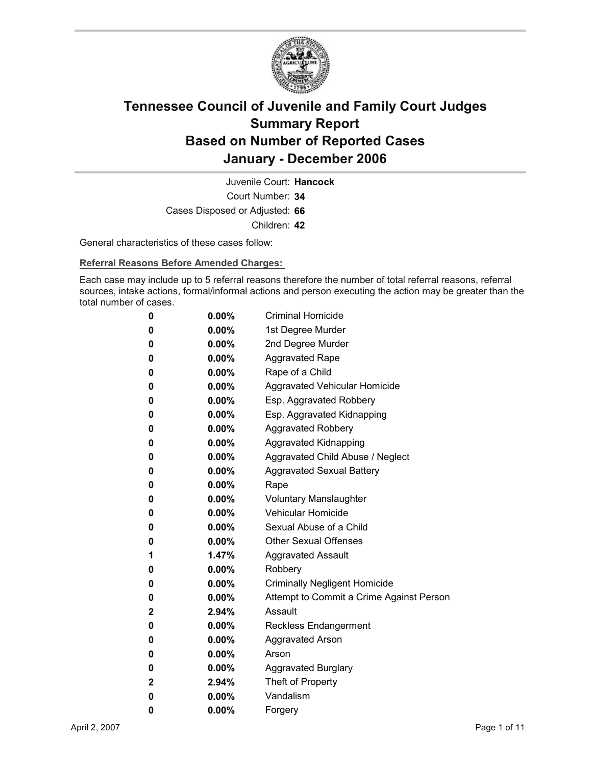# Tennessee Council of Juvenile and Family Court Judges
# Summary Report
# Based on Number of Reported Cases
# January - December 2006

Juvenile Court: **Hancock**

Court Number: **34**

Cases Disposed or Adjusted: **66**

Children: **42**

General characteristics of these cases follow:

**Referral Reasons Before Amended Charges:**

Each case may include up to 5 referral reasons therefore the number of total referral reasons, referral sources, intake actions, formal/informal actions and person executing the action may be greater than the total number of cases.

| Count | Percent | Referral Reason |
|---|---|---|
| 0 | 0.00% | Criminal Homicide |
| 0 | 0.00% | 1st Degree Murder |
| 0 | 0.00% | 2nd Degree Murder |
| 0 | 0.00% | Aggravated Rape |
| 0 | 0.00% | Rape of a Child |
| 0 | 0.00% | Aggravated Vehicular Homicide |
| 0 | 0.00% | Esp. Aggravated Robbery |
| 0 | 0.00% | Esp. Aggravated Kidnapping |
| 0 | 0.00% | Aggravated Robbery |
| 0 | 0.00% | Aggravated Kidnapping |
| 0 | 0.00% | Aggravated Child Abuse / Neglect |
| 0 | 0.00% | Aggravated Sexual Battery |
| 0 | 0.00% | Rape |
| 0 | 0.00% | Voluntary Manslaughter |
| 0 | 0.00% | Vehicular Homicide |
| 0 | 0.00% | Sexual Abuse of a Child |
| 0 | 0.00% | Other Sexual Offenses |
| 1 | 1.47% | Aggravated Assault |
| 0 | 0.00% | Robbery |
| 0 | 0.00% | Criminally Negligent Homicide |
| 0 | 0.00% | Attempt to Commit a Crime Against Person |
| 2 | 2.94% | Assault |
| 0 | 0.00% | Reckless Endangerment |
| 0 | 0.00% | Aggravated Arson |
| 0 | 0.00% | Arson |
| 0 | 0.00% | Aggravated Burglary |
| 2 | 2.94% | Theft of Property |
| 0 | 0.00% | Vandalism |
| 0 | 0.00% | Forgery |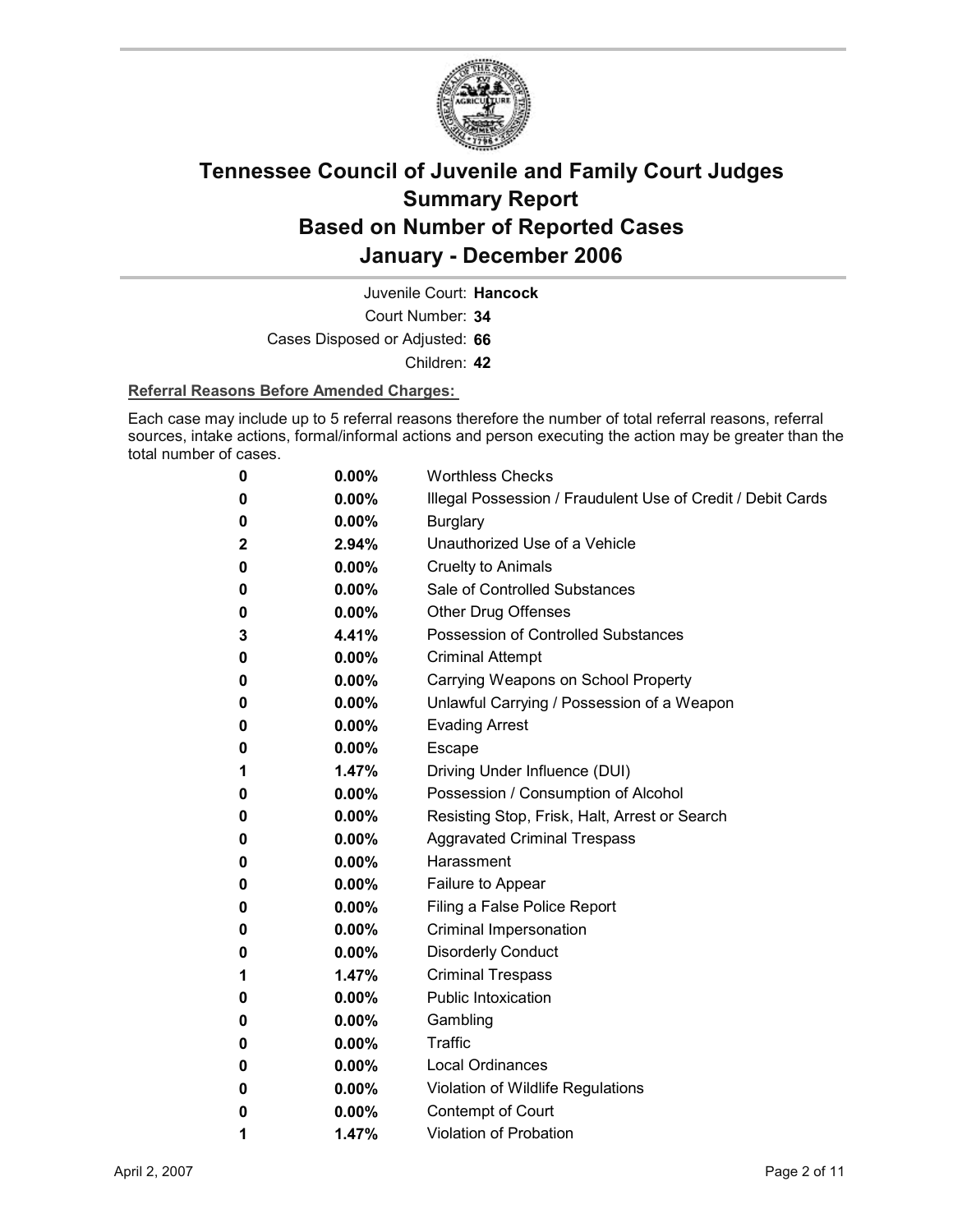# Tennessee Council of Juvenile and Family Court Judges
# Summary Report
# Based on Number of Reported Cases
# January - December 2006

Juvenile Court: **Hancock**

Court Number: **34**

Cases Disposed or Adjusted: **66**

Children: **42**

**Referral Reasons Before Amended Charges:**

Each case may include up to 5 referral reasons therefore the number of total referral reasons, referral sources, intake actions, formal/informal actions and person executing the action may be greater than the total number of cases.

| Count | Percent | Referral Reason |
|---|---|---|
| 0 | 0.00% | Worthless Checks |
| 0 | 0.00% | Illegal Possession / Fraudulent Use of Credit / Debit Cards |
| 0 | 0.00% | Burglary |
| 2 | 2.94% | Unauthorized Use of a Vehicle |
| 0 | 0.00% | Cruelty to Animals |
| 0 | 0.00% | Sale of Controlled Substances |
| 0 | 0.00% | Other Drug Offenses |
| 3 | 4.41% | Possession of Controlled Substances |
| 0 | 0.00% | Criminal Attempt |
| 0 | 0.00% | Carrying Weapons on School Property |
| 0 | 0.00% | Unlawful Carrying / Possession of a Weapon |
| 0 | 0.00% | Evading Arrest |
| 0 | 0.00% | Escape |
| 1 | 1.47% | Driving Under Influence (DUI) |
| 0 | 0.00% | Possession / Consumption of Alcohol |
| 0 | 0.00% | Resisting Stop, Frisk, Halt, Arrest or Search |
| 0 | 0.00% | Aggravated Criminal Trespass |
| 0 | 0.00% | Harassment |
| 0 | 0.00% | Failure to Appear |
| 0 | 0.00% | Filing a False Police Report |
| 0 | 0.00% | Criminal Impersonation |
| 0 | 0.00% | Disorderly Conduct |
| 1 | 1.47% | Criminal Trespass |
| 0 | 0.00% | Public Intoxication |
| 0 | 0.00% | Gambling |
| 0 | 0.00% | Traffic |
| 0 | 0.00% | Local Ordinances |
| 0 | 0.00% | Violation of Wildlife Regulations |
| 0 | 0.00% | Contempt of Court |
| 1 | 1.47% | Violation of Probation |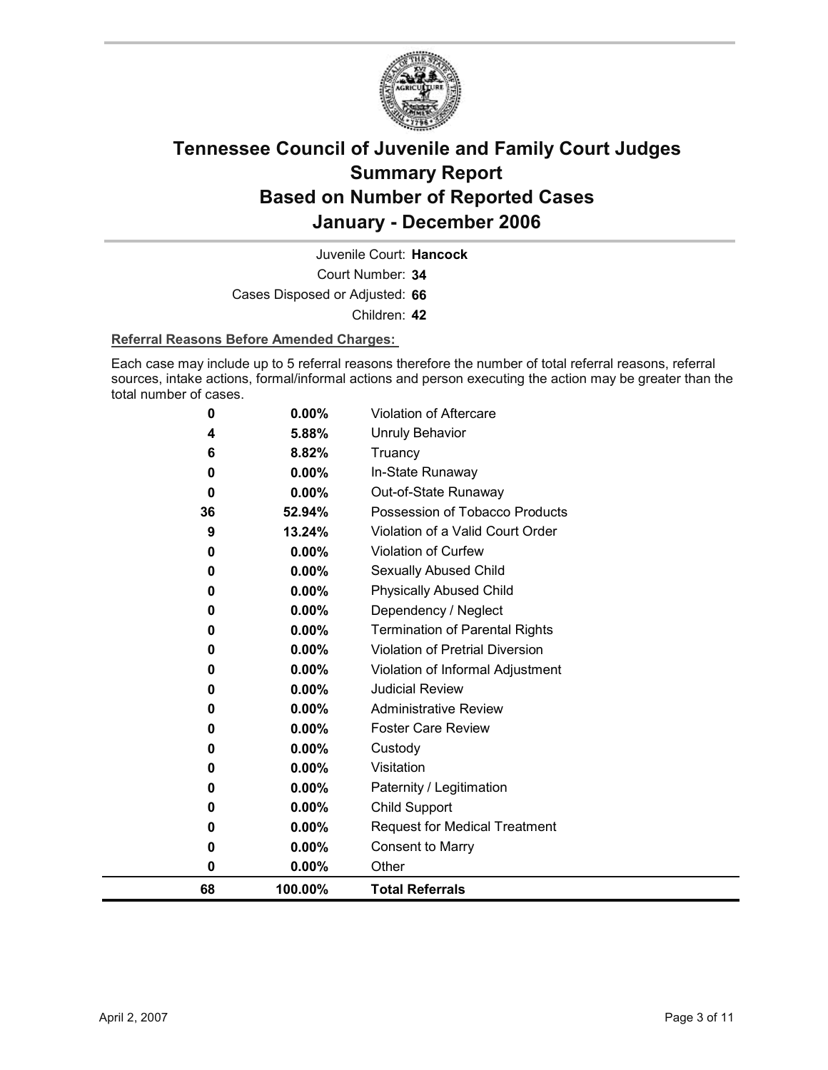# Tennessee Council of Juvenile and Family Court Judges
# Summary Report
# Based on Number of Reported Cases
# January - December 2006

Juvenile Court: **Hancock**

Court Number: **34**

Cases Disposed or Adjusted: **66**

Children: **42**

**Referral Reasons Before Amended Charges:**

Each case may include up to 5 referral reasons therefore the number of total referral reasons, referral sources, intake actions, formal/informal actions and person executing the action may be greater than the total number of cases.

| Count | Percent | Referral Reason |
|---|---|---|
| 0 | 0.00% | Violation of Aftercare |
| 4 | 5.88% | Unruly Behavior |
| 6 | 8.82% | Truancy |
| 0 | 0.00% | In-State Runaway |
| 0 | 0.00% | Out-of-State Runaway |
| 36 | 52.94% | Possession of Tobacco Products |
| 9 | 13.24% | Violation of a Valid Court Order |
| 0 | 0.00% | Violation of Curfew |
| 0 | 0.00% | Sexually Abused Child |
| 0 | 0.00% | Physically Abused Child |
| 0 | 0.00% | Dependency / Neglect |
| 0 | 0.00% | Termination of Parental Rights |
| 0 | 0.00% | Violation of Pretrial Diversion |
| 0 | 0.00% | Violation of Informal Adjustment |
| 0 | 0.00% | Judicial Review |
| 0 | 0.00% | Administrative Review |
| 0 | 0.00% | Foster Care Review |
| 0 | 0.00% | Custody |
| 0 | 0.00% | Visitation |
| 0 | 0.00% | Paternity / Legitimation |
| 0 | 0.00% | Child Support |
| 0 | 0.00% | Request for Medical Treatment |
| 0 | 0.00% | Consent to Marry |
| 0 | 0.00% | Other |
| **68** | **100.00%** | **Total Referrals** |

April 2, 2007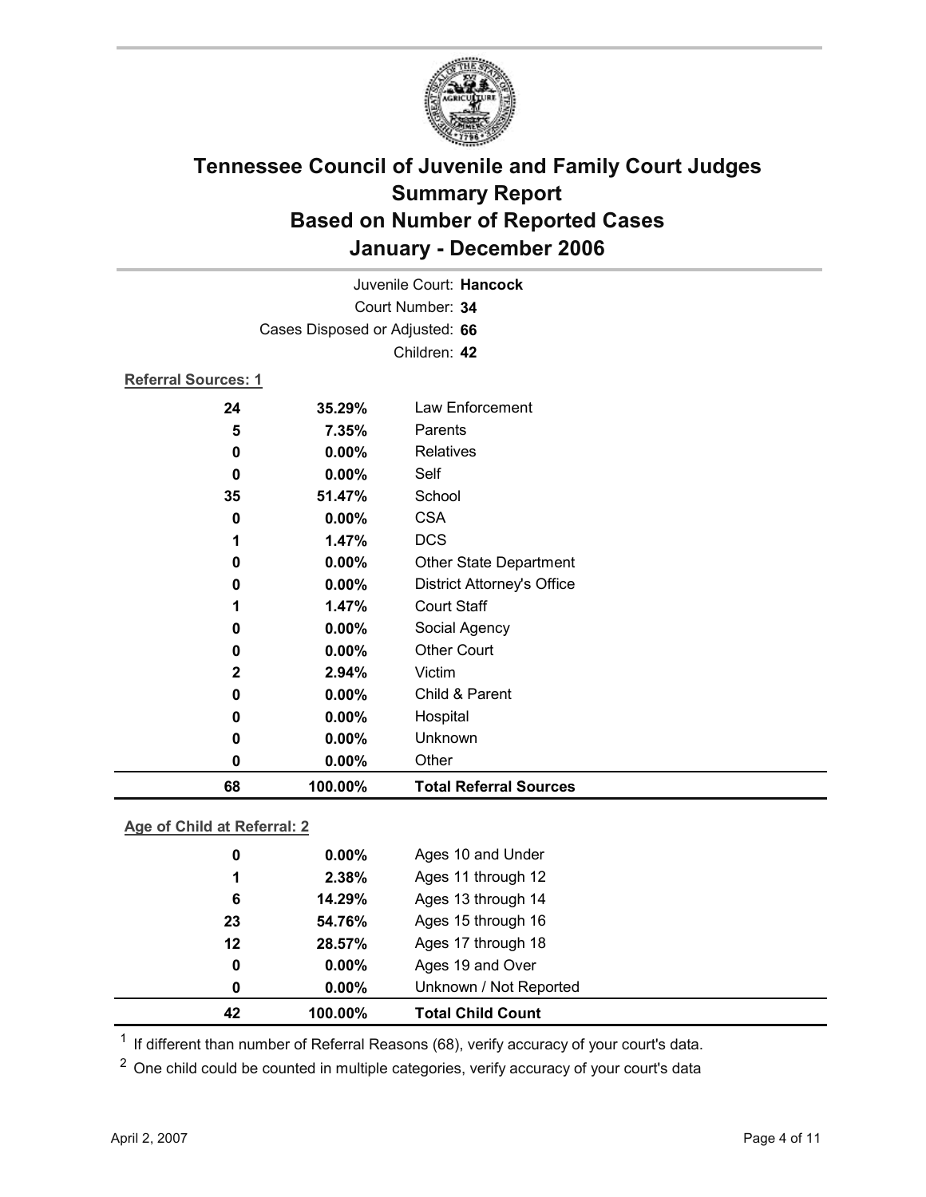# Tennessee Council of Juvenile and Family Court Judges
# Summary Report
# Based on Number of Reported Cases
# January - December 2006

Juvenile Court: **Hancock**

Court Number: **34**

Cases Disposed or Adjusted: **66**

Children: **42**

**Referral Sources: 1**

| | | |
|---|---|---|
| 24 | 35.29% | Law Enforcement |
| 5 | 7.35% | Parents |
| 0 | 0.00% | Relatives |
| 0 | 0.00% | Self |
| 35 | 51.47% | School |
| 0 | 0.00% | CSA |
| 1 | 1.47% | DCS |
| 0 | 0.00% | Other State Department |
| 0 | 0.00% | District Attorney's Office |
| 1 | 1.47% | Court Staff |
| 0 | 0.00% | Social Agency |
| 0 | 0.00% | Other Court |
| 2 | 2.94% | Victim |
| 0 | 0.00% | Child & Parent |
| 0 | 0.00% | Hospital |
| 0 | 0.00% | Unknown |
| 0 | 0.00% | Other |
| **68** | **100.00%** | **Total Referral Sources** |

**Age of Child at Referral: 2**

| | | |
|---|---|---|
| 0 | 0.00% | Ages 10 and Under |
| 1 | 2.38% | Ages 11 through 12 |
| 6 | 14.29% | Ages 13 through 14 |
| 23 | 54.76% | Ages 15 through 16 |
| 12 | 28.57% | Ages 17 through 18 |
| 0 | 0.00% | Ages 19 and Over |
| 0 | 0.00% | Unknown / Not Reported |
| **42** | **100.00%** | **Total Child Count** |

[1] If different than number of Referral Reasons (68), verify accuracy of your court's data.

[2] One child could be counted in multiple categories, verify accuracy of your court's data

April 2, 2007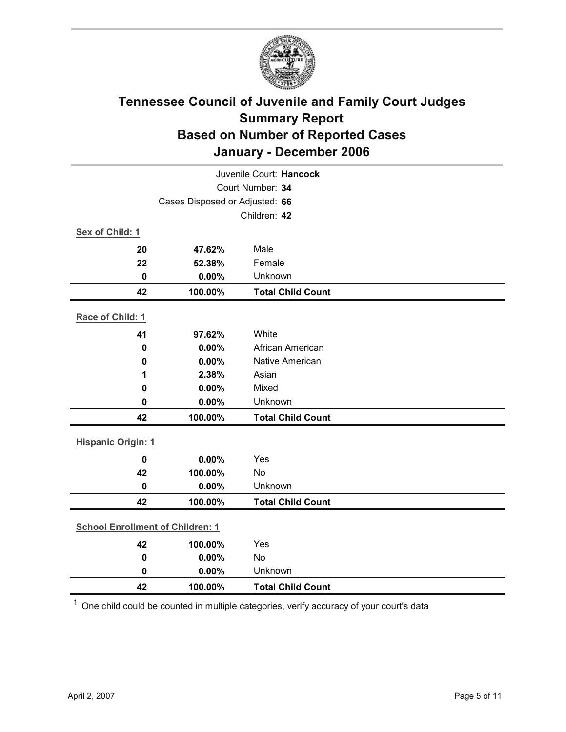# Tennessee Council of Juvenile and Family Court Judges
## Summary Report
## Based on Number of Reported Cases
## January - December 2006

Juvenile Court: **Hancock**

Court Number: **34**

Cases Disposed or Adjusted: **66**

Children: **42**

**Sex of Child: 1**

| | | |
|---|---|---|
| 20 | 47.62% | Male |
| 22 | 52.38% | Female |
| 0 | 0.00% | Unknown |
| **42** | **100.00%** | **Total Child Count** |

**Race of Child: 1**

| | | |
|---|---|---|
| 41 | 97.62% | White |
| 0 | 0.00% | African American |
| 0 | 0.00% | Native American |
| 1 | 2.38% | Asian |
| 0 | 0.00% | Mixed |
| 0 | 0.00% | Unknown |
| **42** | **100.00%** | **Total Child Count** |

**Hispanic Origin: 1**

| | | |
|---|---|---|
| 0 | 0.00% | Yes |
| 42 | 100.00% | No |
| 0 | 0.00% | Unknown |
| **42** | **100.00%** | **Total Child Count** |

**School Enrollment of Children: 1**

| | | |
|---|---|---|
| 42 | 100.00% | Yes |
| 0 | 0.00% | No |
| 0 | 0.00% | Unknown |
| **42** | **100.00%** | **Total Child Count** |

[1] One child could be counted in multiple categories, verify accuracy of your court's data

April 2, 2007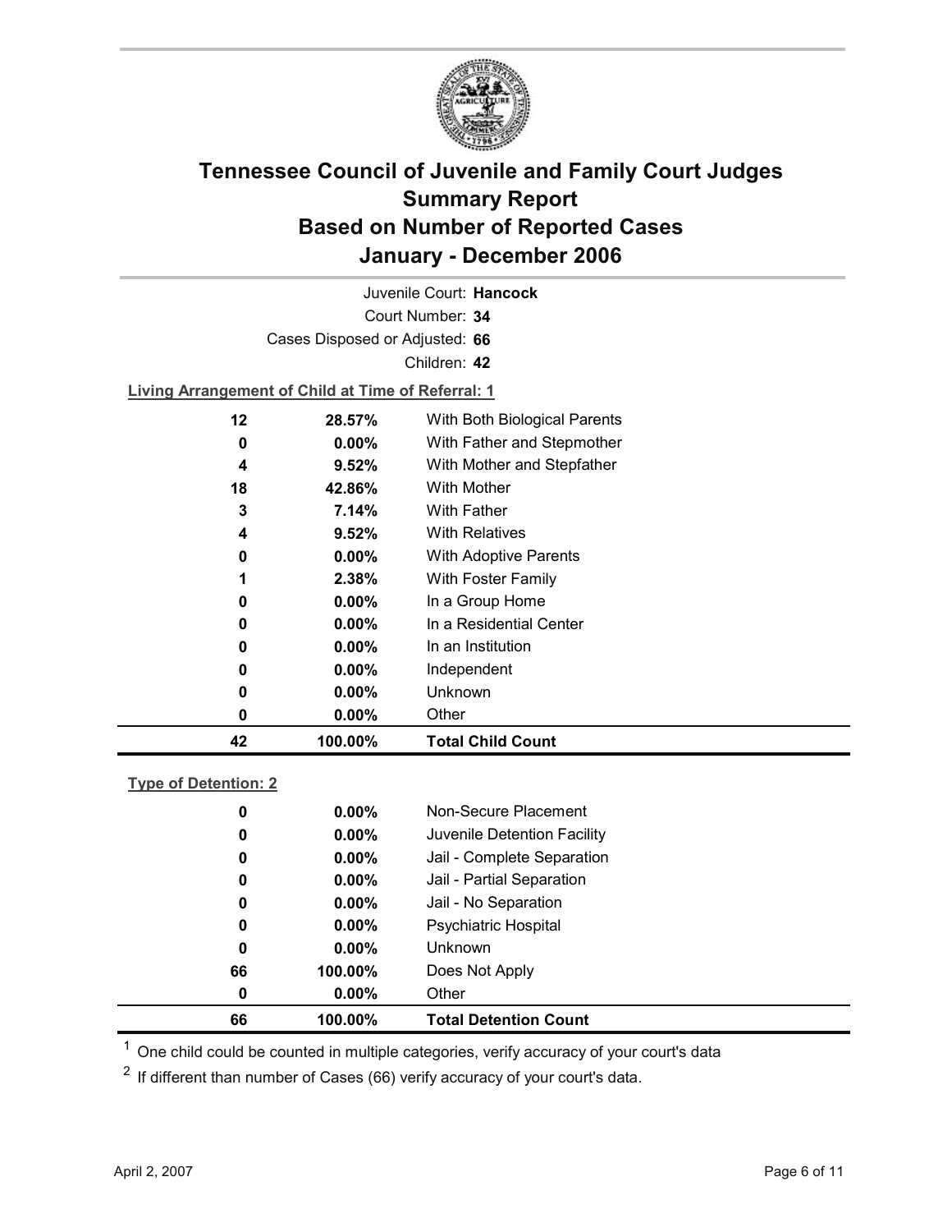# Tennessee Council of Juvenile and Family Court Judges
# Summary Report
# Based on Number of Reported Cases
# January - December 2006

Juvenile Court: **Hancock**

Court Number: **34**

Cases Disposed or Adjusted: **66**

Children: **42**

**Living Arrangement of Child at Time of Referral: 1**

| Count | Percent | Living Arrangement |
|---|---|---|
| 12 | 28.57% | With Both Biological Parents |
| 0 | 0.00% | With Father and Stepmother |
| 4 | 9.52% | With Mother and Stepfather |
| 18 | 42.86% | With Mother |
| 3 | 7.14% | With Father |
| 4 | 9.52% | With Relatives |
| 0 | 0.00% | With Adoptive Parents |
| 1 | 2.38% | With Foster Family |
| 0 | 0.00% | In a Group Home |
| 0 | 0.00% | In a Residential Center |
| 0 | 0.00% | In an Institution |
| 0 | 0.00% | Independent |
| 0 | 0.00% | Unknown |
| 0 | 0.00% | Other |
| **42** | **100.00%** | **Total Child Count** |

**Type of Detention: 2**

| Count | Percent | Type of Detention |
|---|---|---|
| 0 | 0.00% | Non-Secure Placement |
| 0 | 0.00% | Juvenile Detention Facility |
| 0 | 0.00% | Jail - Complete Separation |
| 0 | 0.00% | Jail - Partial Separation |
| 0 | 0.00% | Jail - No Separation |
| 0 | 0.00% | Psychiatric Hospital |
| 0 | 0.00% | Unknown |
| 66 | 100.00% | Does Not Apply |
| 0 | 0.00% | Other |
| **66** | **100.00%** | **Total Detention Count** |

[1] One child could be counted in multiple categories, verify accuracy of your court's data

[2] If different than number of Cases (66) verify accuracy of your court's data.

April 2, 2007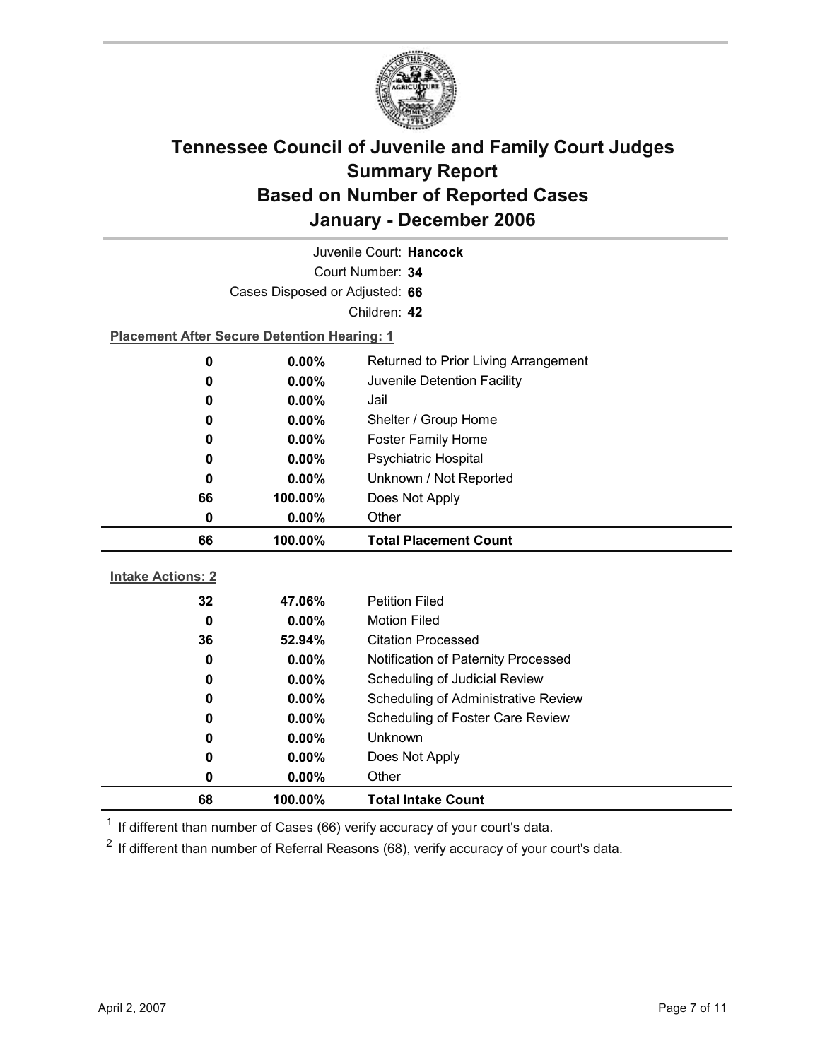# Tennessee Council of Juvenile and Family Court Judges
# Summary Report
# Based on Number of Reported Cases
# January - December 2006

Juvenile Court: **Hancock**

Court Number: **34**

Cases Disposed or Adjusted: **66**

Children: **42**

**Placement After Secure Detention Hearing: 1**

| | | |
|---|---|---|
| **0** | **0.00%** | Returned to Prior Living Arrangement |
| **0** | **0.00%** | Juvenile Detention Facility |
| **0** | **0.00%** | Jail |
| **0** | **0.00%** | Shelter / Group Home |
| **0** | **0.00%** | Foster Family Home |
| **0** | **0.00%** | Psychiatric Hospital |
| **0** | **0.00%** | Unknown / Not Reported |
| **66** | **100.00%** | Does Not Apply |
| **0** | **0.00%** | Other |
| **66** | **100.00%** | **Total Placement Count** |

**Intake Actions: 2**

| | | |
|---|---|---|
| **32** | **47.06%** | Petition Filed |
| **0** | **0.00%** | Motion Filed |
| **36** | **52.94%** | Citation Processed |
| **0** | **0.00%** | Notification of Paternity Processed |
| **0** | **0.00%** | Scheduling of Judicial Review |
| **0** | **0.00%** | Scheduling of Administrative Review |
| **0** | **0.00%** | Scheduling of Foster Care Review |
| **0** | **0.00%** | Unknown |
| **0** | **0.00%** | Does Not Apply |
| **0** | **0.00%** | Other |
| **68** | **100.00%** | **Total Intake Count** |

[1] If different than number of Cases (66) verify accuracy of your court's data.

[2] If different than number of Referral Reasons (68), verify accuracy of your court's data.

April 2, 2007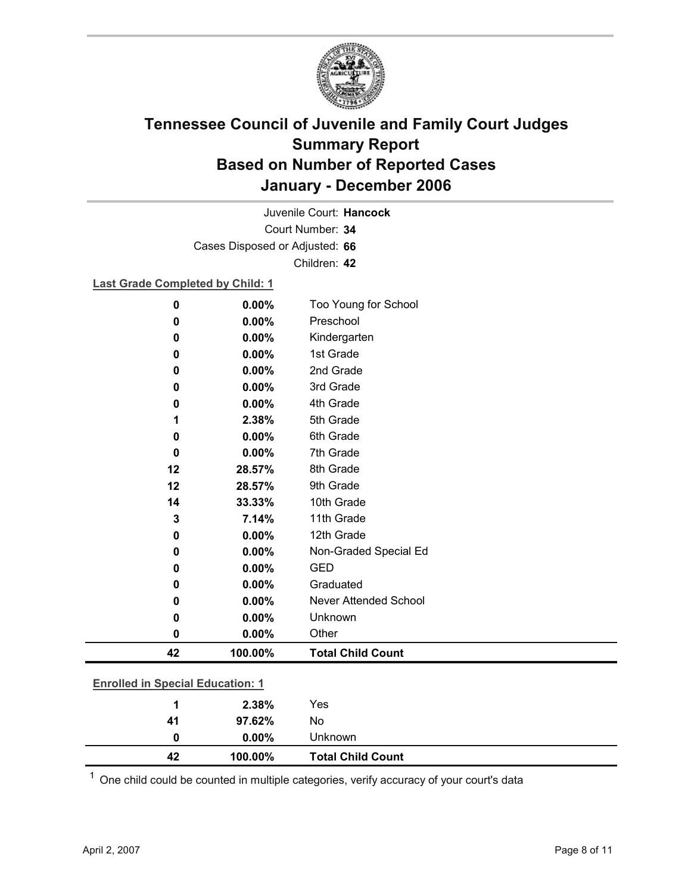# Tennessee Council of Juvenile and Family Court Judges
## Summary Report
## Based on Number of Reported Cases
## January - December 2006

Juvenile Court: **Hancock**

Court Number: **34**

Cases Disposed or Adjusted: **66**

Children: **42**

**Last Grade Completed by Child: 1**

| Count | Percent | Category |
|---|---|---|
| 0 | 0.00% | Too Young for School |
| 0 | 0.00% | Preschool |
| 0 | 0.00% | Kindergarten |
| 0 | 0.00% | 1st Grade |
| 0 | 0.00% | 2nd Grade |
| 0 | 0.00% | 3rd Grade |
| 0 | 0.00% | 4th Grade |
| 1 | 2.38% | 5th Grade |
| 0 | 0.00% | 6th Grade |
| 0 | 0.00% | 7th Grade |
| 12 | 28.57% | 8th Grade |
| 12 | 28.57% | 9th Grade |
| 14 | 33.33% | 10th Grade |
| 3 | 7.14% | 11th Grade |
| 0 | 0.00% | 12th Grade |
| 0 | 0.00% | Non-Graded Special Ed |
| 0 | 0.00% | GED |
| 0 | 0.00% | Graduated |
| 0 | 0.00% | Never Attended School |
| 0 | 0.00% | Unknown |
| 0 | 0.00% | Other |
| **42** | **100.00%** | **Total Child Count** |

**Enrolled in Special Education: 1**

| Count | Percent | Category |
|---|---|---|
| 1 | 2.38% | Yes |
| 41 | 97.62% | No |
| 0 | 0.00% | Unknown |
| **42** | **100.00%** | **Total Child Count** |

[1] One child could be counted in multiple categories, verify accuracy of your court's data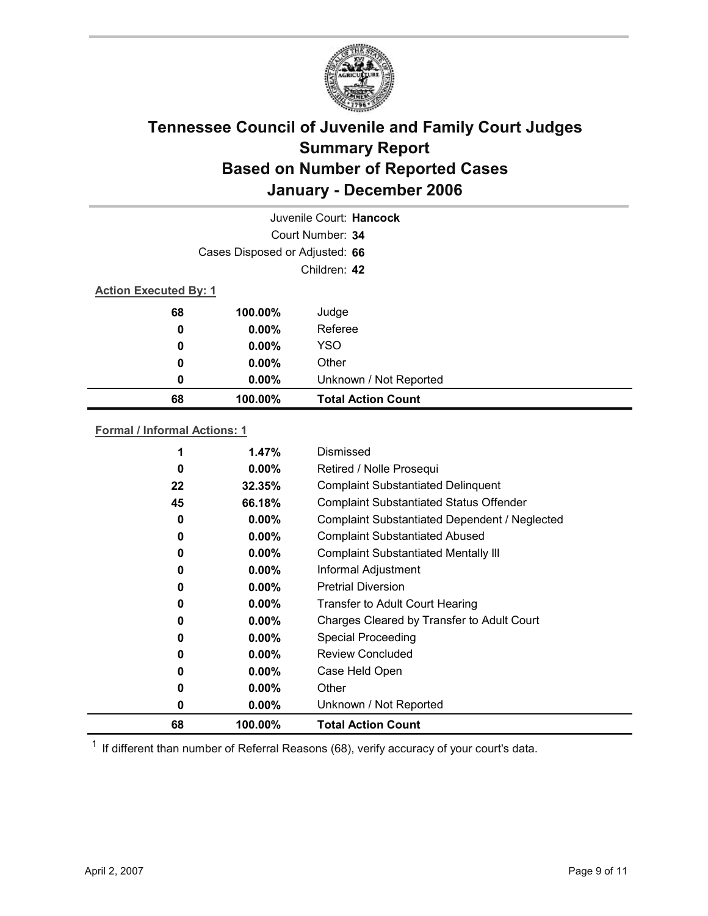# Tennessee Council of Juvenile and Family Court Judges
# Summary Report
# Based on Number of Reported Cases
# January - December 2006

Juvenile Court: **Hancock**
Court Number: **34**
Cases Disposed or Adjusted: **66**
Children: **42**

**Action Executed By: 1**

| | | |
|---|---|---|
| 68 | 100.00% | Judge |
| 0 | 0.00% | Referee |
| 0 | 0.00% | YSO |
| 0 | 0.00% | Other |
| 0 | 0.00% | Unknown / Not Reported |
| **68** | **100.00%** | **Total Action Count** |

**Formal / Informal Actions: 1**

| | | |
|---|---|---|
| 1 | 1.47% | Dismissed |
| 0 | 0.00% | Retired / Nolle Prosequi |
| 22 | 32.35% | Complaint Substantiated Delinquent |
| 45 | 66.18% | Complaint Substantiated Status Offender |
| 0 | 0.00% | Complaint Substantiated Dependent / Neglected |
| 0 | 0.00% | Complaint Substantiated Abused |
| 0 | 0.00% | Complaint Substantiated Mentally Ill |
| 0 | 0.00% | Informal Adjustment |
| 0 | 0.00% | Pretrial Diversion |
| 0 | 0.00% | Transfer to Adult Court Hearing |
| 0 | 0.00% | Charges Cleared by Transfer to Adult Court |
| 0 | 0.00% | Special Proceeding |
| 0 | 0.00% | Review Concluded |
| 0 | 0.00% | Case Held Open |
| 0 | 0.00% | Other |
| 0 | 0.00% | Unknown / Not Reported |
| **68** | **100.00%** | **Total Action Count** |

[1] If different than number of Referral Reasons (68), verify accuracy of your court's data.

April 2, 2007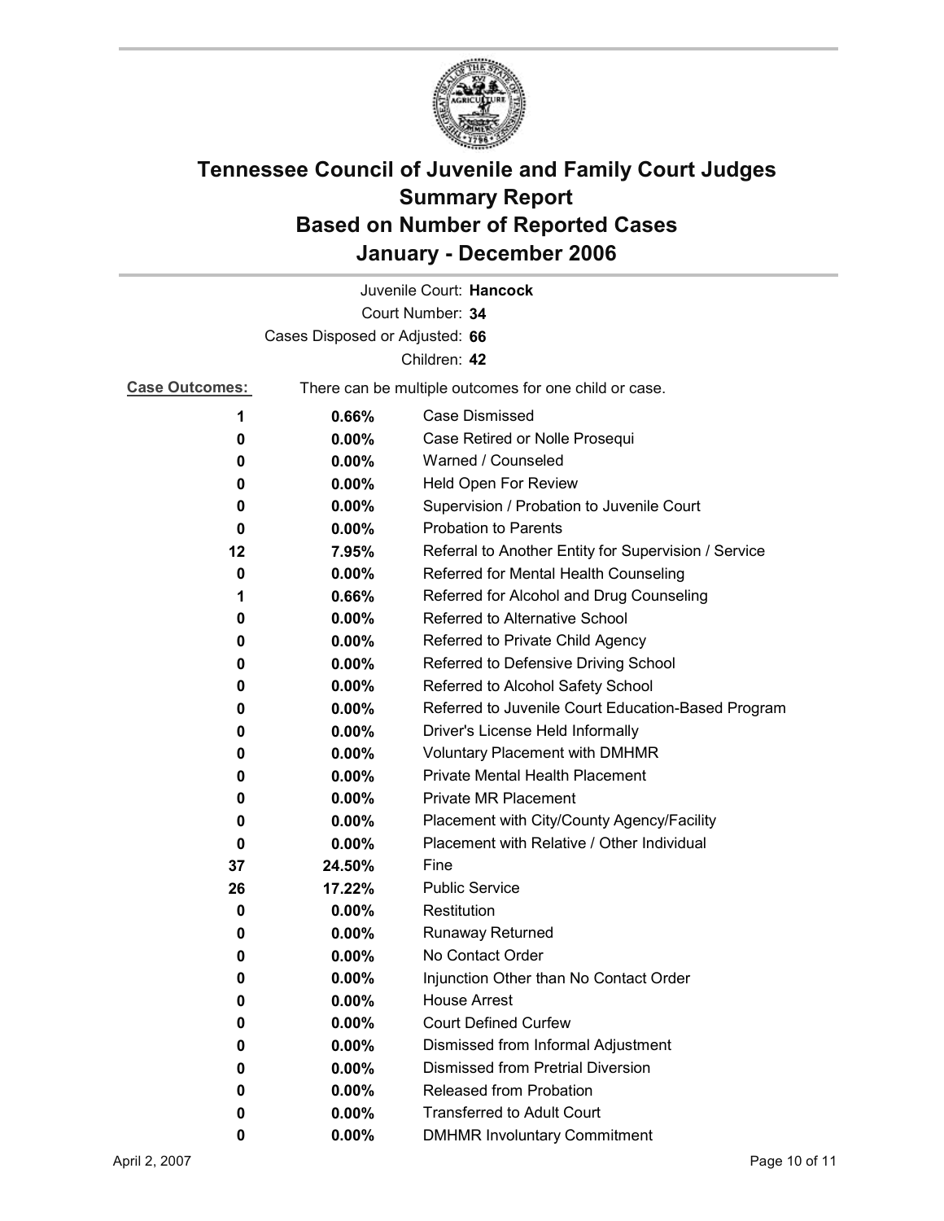# Tennessee Council of Juvenile and Family Court Judges
# Summary Report
# Based on Number of Reported Cases
# January - December 2006

Juvenile Court: **Hancock**

Court Number: **34**

Cases Disposed or Adjusted: **66**

Children: **42**

**Case Outcomes:** There can be multiple outcomes for one child or case.

| | | |
|---|---|---|
| **1** | **0.66%** | Case Dismissed |
| **0** | **0.00%** | Case Retired or Nolle Prosequi |
| **0** | **0.00%** | Warned / Counseled |
| **0** | **0.00%** | Held Open For Review |
| **0** | **0.00%** | Supervision / Probation to Juvenile Court |
| **0** | **0.00%** | Probation to Parents |
| **12** | **7.95%** | Referral to Another Entity for Supervision / Service |
| **0** | **0.00%** | Referred for Mental Health Counseling |
| **1** | **0.66%** | Referred for Alcohol and Drug Counseling |
| **0** | **0.00%** | Referred to Alternative School |
| **0** | **0.00%** | Referred to Private Child Agency |
| **0** | **0.00%** | Referred to Defensive Driving School |
| **0** | **0.00%** | Referred to Alcohol Safety School |
| **0** | **0.00%** | Referred to Juvenile Court Education-Based Program |
| **0** | **0.00%** | Driver's License Held Informally |
| **0** | **0.00%** | Voluntary Placement with DMHMR |
| **0** | **0.00%** | Private Mental Health Placement |
| **0** | **0.00%** | Private MR Placement |
| **0** | **0.00%** | Placement with City/County Agency/Facility |
| **0** | **0.00%** | Placement with Relative / Other Individual |
| **37** | **24.50%** | Fine |
| **26** | **17.22%** | Public Service |
| **0** | **0.00%** | Restitution |
| **0** | **0.00%** | Runaway Returned |
| **0** | **0.00%** | No Contact Order |
| **0** | **0.00%** | Injunction Other than No Contact Order |
| **0** | **0.00%** | House Arrest |
| **0** | **0.00%** | Court Defined Curfew |
| **0** | **0.00%** | Dismissed from Informal Adjustment |
| **0** | **0.00%** | Dismissed from Pretrial Diversion |
| **0** | **0.00%** | Released from Probation |
| **0** | **0.00%** | Transferred to Adult Court |
| **0** | **0.00%** | DMHMR Involuntary Commitment |

April 2, 2007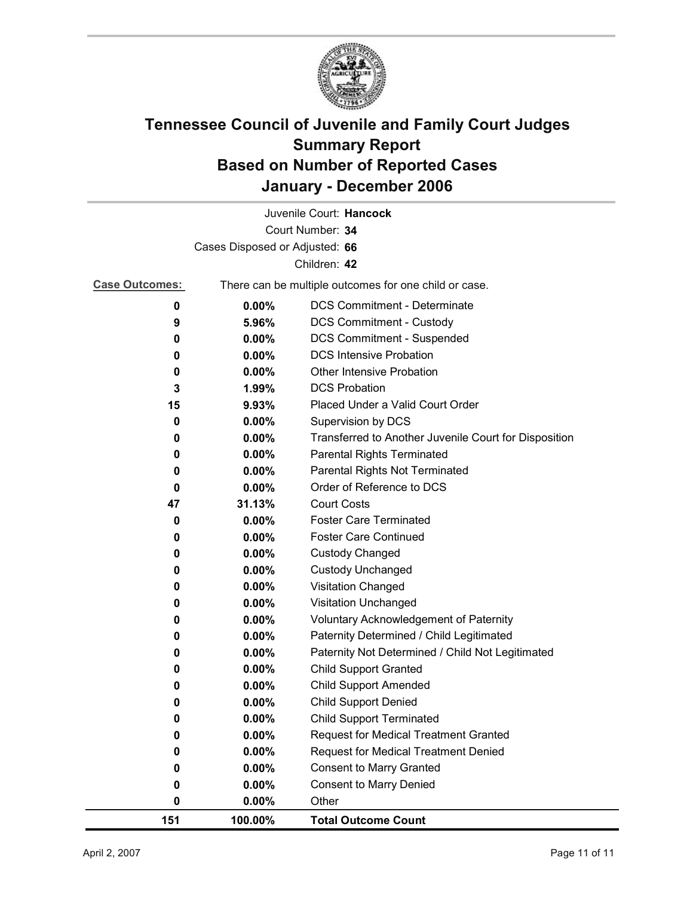# Tennessee Council of Juvenile and Family Court Judges
# Summary Report
# Based on Number of Reported Cases
# January - December 2006

Juvenile Court: **Hancock**

Court Number: **34**

Cases Disposed or Adjusted: **66**

Children: **42**

**Case Outcomes:** There can be multiple outcomes for one child or case.

| | | |
|---|---|---|
| 0 | 0.00% | DCS Commitment - Determinate |
| 9 | 5.96% | DCS Commitment - Custody |
| 0 | 0.00% | DCS Commitment - Suspended |
| 0 | 0.00% | DCS Intensive Probation |
| 0 | 0.00% | Other Intensive Probation |
| 3 | 1.99% | DCS Probation |
| 15 | 9.93% | Placed Under a Valid Court Order |
| 0 | 0.00% | Supervision by DCS |
| 0 | 0.00% | Transferred to Another Juvenile Court for Disposition |
| 0 | 0.00% | Parental Rights Terminated |
| 0 | 0.00% | Parental Rights Not Terminated |
| 0 | 0.00% | Order of Reference to DCS |
| 47 | 31.13% | Court Costs |
| 0 | 0.00% | Foster Care Terminated |
| 0 | 0.00% | Foster Care Continued |
| 0 | 0.00% | Custody Changed |
| 0 | 0.00% | Custody Unchanged |
| 0 | 0.00% | Visitation Changed |
| 0 | 0.00% | Visitation Unchanged |
| 0 | 0.00% | Voluntary Acknowledgement of Paternity |
| 0 | 0.00% | Paternity Determined / Child Legitimated |
| 0 | 0.00% | Paternity Not Determined / Child Not Legitimated |
| 0 | 0.00% | Child Support Granted |
| 0 | 0.00% | Child Support Amended |
| 0 | 0.00% | Child Support Denied |
| 0 | 0.00% | Child Support Terminated |
| 0 | 0.00% | Request for Medical Treatment Granted |
| 0 | 0.00% | Request for Medical Treatment Denied |
| 0 | 0.00% | Consent to Marry Granted |
| 0 | 0.00% | Consent to Marry Denied |
| 0 | 0.00% | Other |
| **151** | **100.00%** | **Total Outcome Count** |